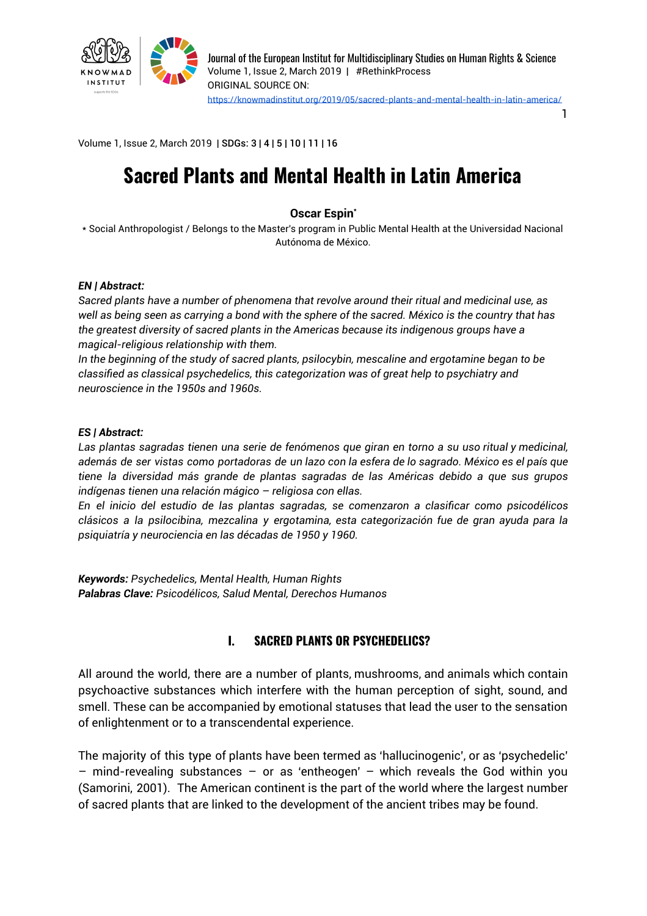Volume 1, Issue 2, March 2019 | **SDGs: 3 | 4 | 5 | 10 | 11 | 16**

# Sacred Plants and Mental Health in Latin America

**Oscar Espin***

* Social Anthropologist / Belongs to the Master's program in Public Mental Health at the Universidad Nacional Autónoma de México.

***EN | Abstract:***

*Sacred plants have a number of phenomena that revolve around their ritual and medicinal use, as well as being seen as carrying a bond with the sphere of the sacred. México is the country that has the greatest diversity of sacred plants in the Americas because its indigenous groups have a magical-religious relationship with them.*

*In the beginning of the study of sacred plants, psilocybin, mescaline and ergotamine began to be classified as classical psychedelics, this categorization was of great help to psychiatry and neuroscience in the 1950s and 1960s.*

***ES | Abstract:***

*Las plantas sagradas tienen una serie de fenómenos que giran en torno a su uso ritual y medicinal, además de ser vistas como portadoras de un lazo con la esfera de lo sagrado. México es el país que tiene la diversidad más grande de plantas sagradas de las Américas debido a que sus grupos indígenas tienen una relación mágico – religiosa con ellas.*

*En el inicio del estudio de las plantas sagradas, se comenzaron a clasificar como psicodélicos clásicos a la psilocibina, mezcalina y ergotamina, esta categorización fue de gran ayuda para la psiquiatría y neurociencia en las décadas de 1950 y 1960.*

***Keywords:*** *Psychedelics, Mental Health, Human Rights*

***Palabras Clave:*** *Psicodélicos, Salud Mental, Derechos Humanos*

## I. SACRED PLANTS OR PSYCHEDELICS?

All around the world, there are a number of plants, mushrooms, and animals which contain psychoactive substances which interfere with the human perception of sight, sound, and smell. These can be accompanied by emotional statuses that lead the user to the sensation of enlightenment or to a transcendental experience.

The majority of this type of plants have been termed as 'hallucinogenic', or as 'psychedelic' – mind-revealing substances – or as 'entheogen' – which reveals the God within you (Samorini, 2001). The American continent is the part of the world where the largest number of sacred plants that are linked to the development of the ancient tribes may be found.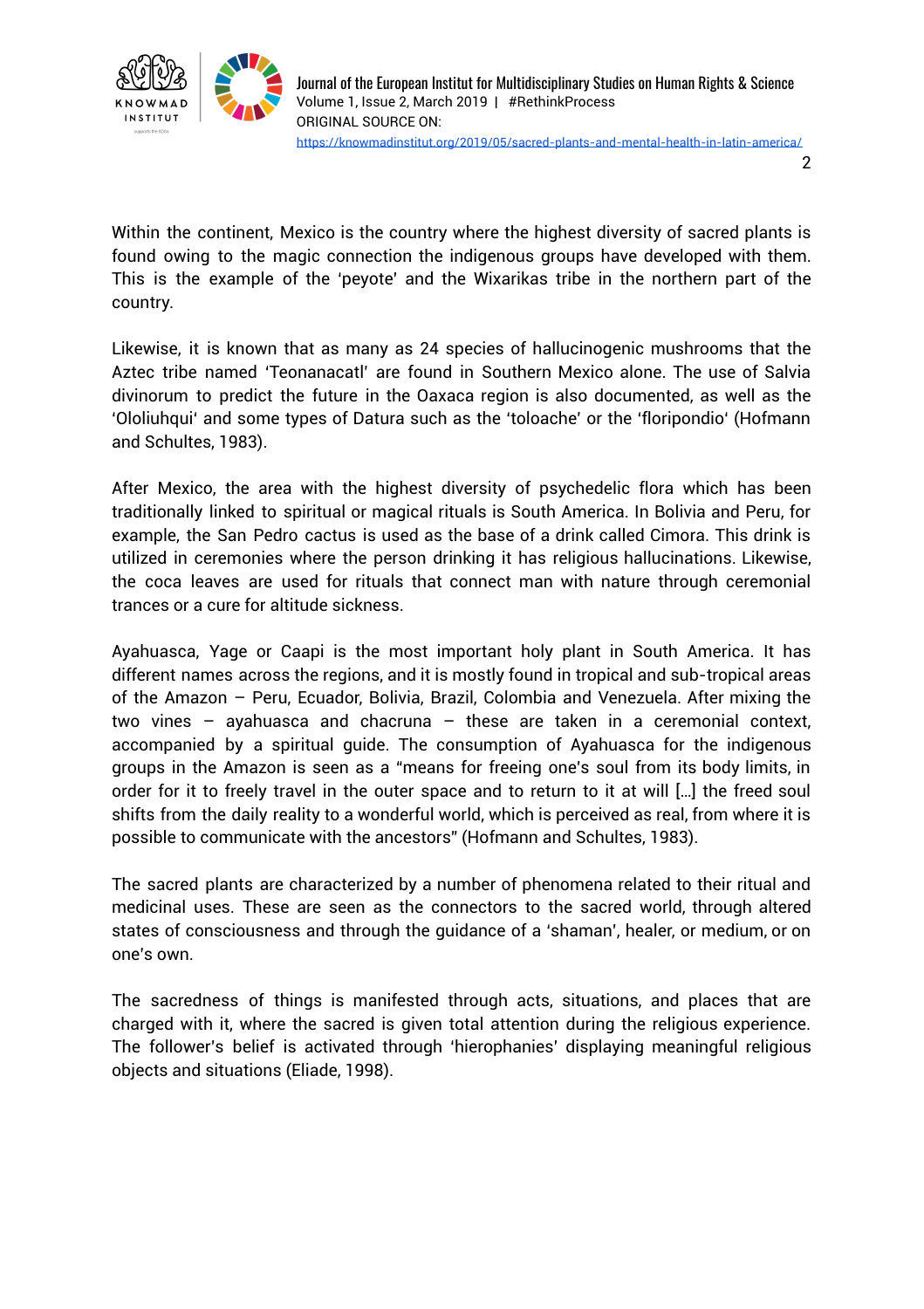Within the continent, Mexico is the country where the highest diversity of sacred plants is found owing to the magic connection the indigenous groups have developed with them. This is the example of the 'peyote' and the Wixarikas tribe in the northern part of the country.

Likewise, it is known that as many as 24 species of hallucinogenic mushrooms that the Aztec tribe named 'Teonanacatl' are found in Southern Mexico alone. The use of Salvia divinorum to predict the future in the Oaxaca region is also documented, as well as the 'Ololiuhqui' and some types of Datura such as the 'toloache' or the 'floripondio' (Hofmann and Schultes, 1983).

After Mexico, the area with the highest diversity of psychedelic flora which has been traditionally linked to spiritual or magical rituals is South America. In Bolivia and Peru, for example, the San Pedro cactus is used as the base of a drink called Cimora. This drink is utilized in ceremonies where the person drinking it has religious hallucinations. Likewise, the coca leaves are used for rituals that connect man with nature through ceremonial trances or a cure for altitude sickness.

Ayahuasca, Yage or Caapi is the most important holy plant in South America. It has different names across the regions, and it is mostly found in tropical and sub-tropical areas of the Amazon – Peru, Ecuador, Bolivia, Brazil, Colombia and Venezuela. After mixing the two vines – ayahuasca and chacruna – these are taken in a ceremonial context, accompanied by a spiritual guide. The consumption of Ayahuasca for the indigenous groups in the Amazon is seen as a "means for freeing one's soul from its body limits, in order for it to freely travel in the outer space and to return to it at will […] the freed soul shifts from the daily reality to a wonderful world, which is perceived as real, from where it is possible to communicate with the ancestors" (Hofmann and Schultes, 1983).

The sacred plants are characterized by a number of phenomena related to their ritual and medicinal uses. These are seen as the connectors to the sacred world, through altered states of consciousness and through the guidance of a 'shaman', healer, or medium, or on one's own.

The sacredness of things is manifested through acts, situations, and places that are charged with it, where the sacred is given total attention during the religious experience. The follower's belief is activated through 'hierophanies' displaying meaningful religious objects and situations (Eliade, 1998).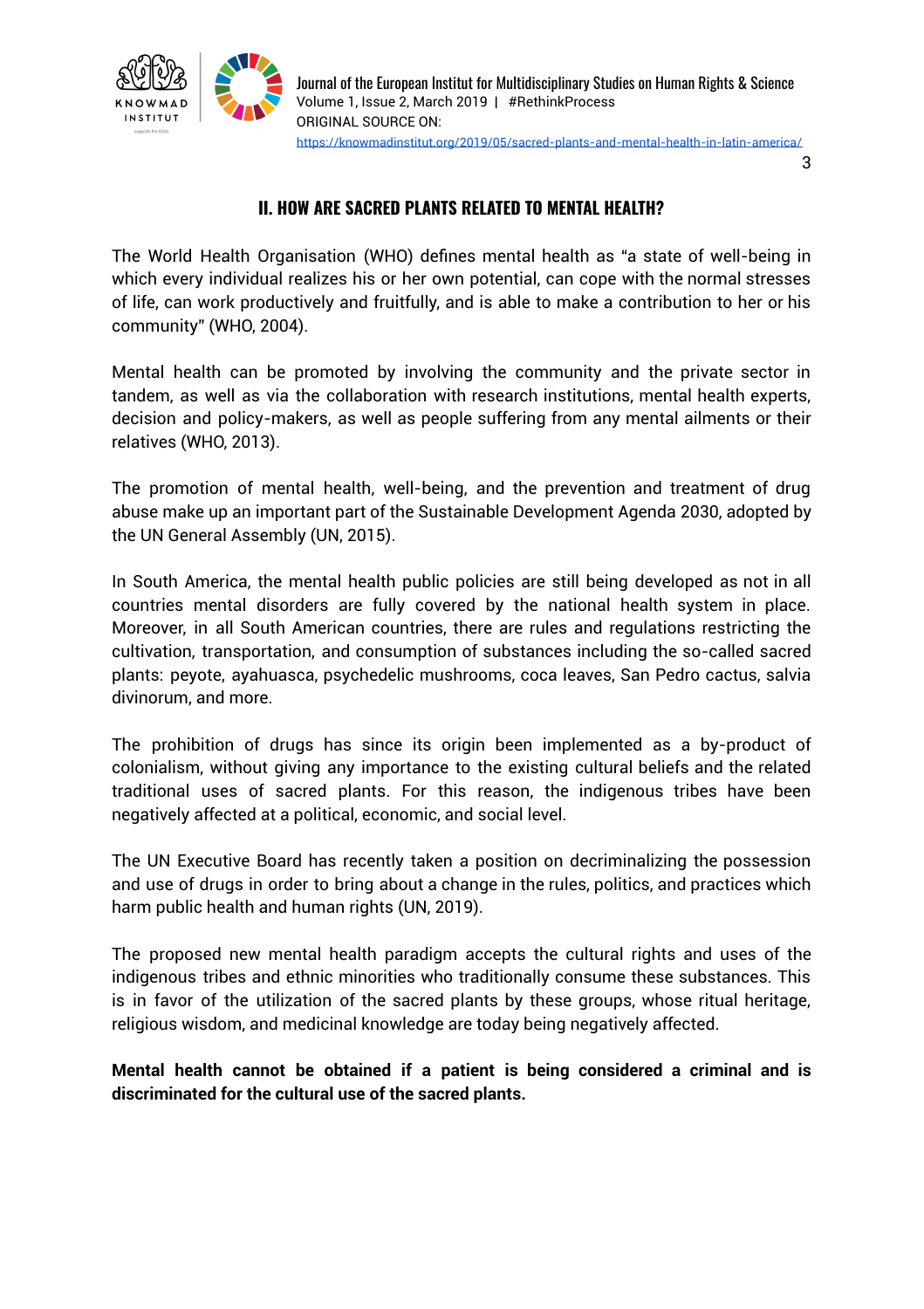## II. HOW ARE SACRED PLANTS RELATED TO MENTAL HEALTH?

The World Health Organisation (WHO) defines mental health as "a state of well-being in which every individual realizes his or her own potential, can cope with the normal stresses of life, can work productively and fruitfully, and is able to make a contribution to her or his community" (WHO, 2004).

Mental health can be promoted by involving the community and the private sector in tandem, as well as via the collaboration with research institutions, mental health experts, decision and policy-makers, as well as people suffering from any mental ailments or their relatives (WHO, 2013).

The promotion of mental health, well-being, and the prevention and treatment of drug abuse make up an important part of the Sustainable Development Agenda 2030, adopted by the UN General Assembly (UN, 2015).

In South America, the mental health public policies are still being developed as not in all countries mental disorders are fully covered by the national health system in place. Moreover, in all South American countries, there are rules and regulations restricting the cultivation, transportation, and consumption of substances including the so-called sacred plants: peyote, ayahuasca, psychedelic mushrooms, coca leaves, San Pedro cactus, salvia divinorum, and more.

The prohibition of drugs has since its origin been implemented as a by-product of colonialism, without giving any importance to the existing cultural beliefs and the related traditional uses of sacred plants. For this reason, the indigenous tribes have been negatively affected at a political, economic, and social level.

The UN Executive Board has recently taken a position on decriminalizing the possession and use of drugs in order to bring about a change in the rules, politics, and practices which harm public health and human rights (UN, 2019).

The proposed new mental health paradigm accepts the cultural rights and uses of the indigenous tribes and ethnic minorities who traditionally consume these substances. This is in favor of the utilization of the sacred plants by these groups, whose ritual heritage, religious wisdom, and medicinal knowledge are today being negatively affected.

**Mental health cannot be obtained if a patient is being considered a criminal and is discriminated for the cultural use of the sacred plants.**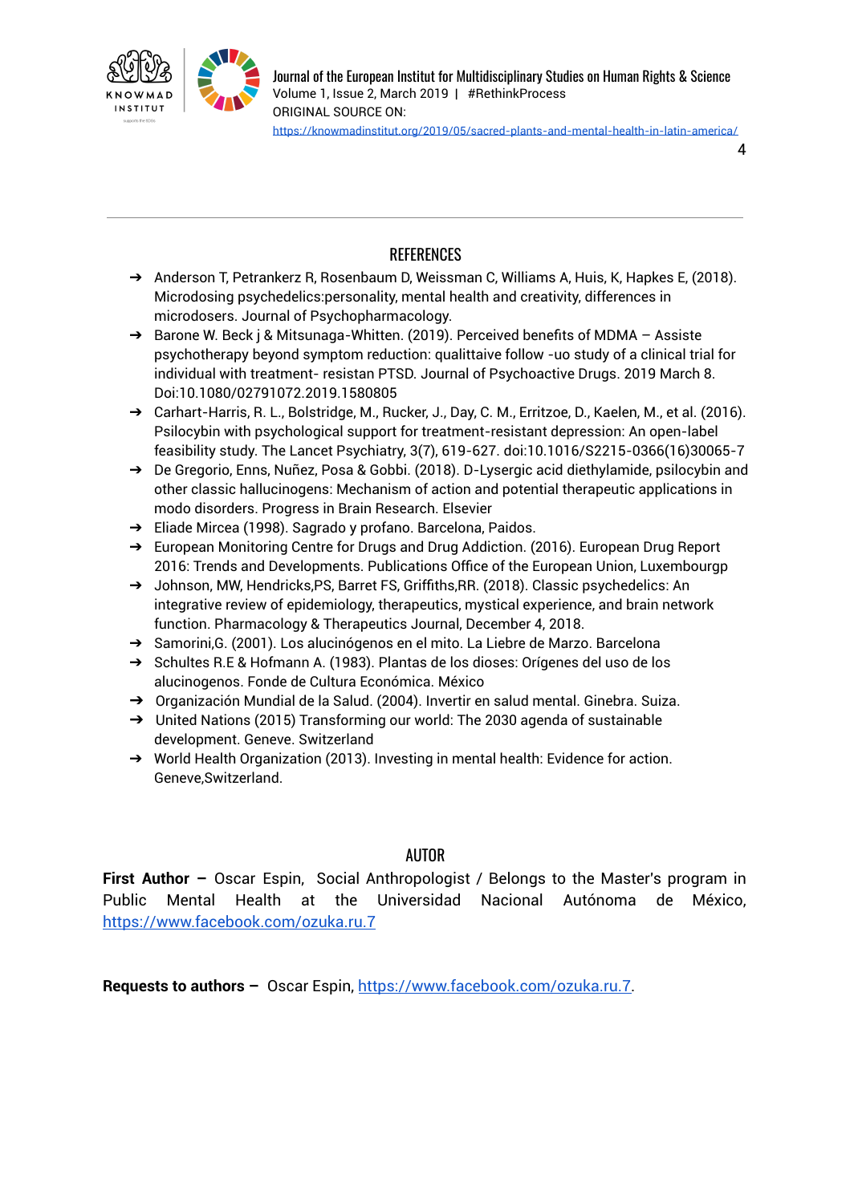## REFERENCES

- Anderson T, Petrankerz R, Rosenbaum D, Weissman C, Williams A, Huis, K, Hapkes E, (2018). Microdosing psychedelics:personality, mental health and creativity, differences in microdosers. Journal of Psychopharmacology.
- Barone W. Beck j & Mitsunaga-Whitten. (2019). Perceived benefits of MDMA – Assiste psychotherapy beyond symptom reduction: qualittaive follow -uo study of a clinical trial for individual with treatment- resistan PTSD. Journal of Psychoactive Drugs. 2019 March 8. Doi:10.1080/02791072.2019.1580805
- Carhart-Harris, R. L., Bolstridge, M., Rucker, J., Day, C. M., Erritzoe, D., Kaelen, M., et al. (2016). Psilocybin with psychological support for treatment-resistant depression: An open-label feasibility study. The Lancet Psychiatry, 3(7), 619-627. doi:10.1016/S2215-0366(16)30065-7
- De Gregorio, Enns, Nuñez, Posa & Gobbi. (2018). D-Lysergic acid diethylamide, psilocybin and other classic hallucinogens: Mechanism of action and potential therapeutic applications in modo disorders. Progress in Brain Research. Elsevier
- Eliade Mircea (1998). Sagrado y profano. Barcelona, Paidos.
- European Monitoring Centre for Drugs and Drug Addiction. (2016). European Drug Report 2016: Trends and Developments. Publications Office of the European Union, Luxembourgp
- Johnson, MW, Hendricks,PS, Barret FS, Griffiths,RR. (2018). Classic psychedelics: An integrative review of epidemiology, therapeutics, mystical experience, and brain network function. Pharmacology & Therapeutics Journal, December 4, 2018.
- Samorini,G. (2001). Los alucinógenos en el mito. La Liebre de Marzo. Barcelona
- Schultes R.E & Hofmann A. (1983). Plantas de los dioses: Orígenes del uso de los alucinogenos. Fonde de Cultura Económica. México
- Organización Mundial de la Salud. (2004). Invertir en salud mental. Ginebra. Suiza.
- United Nations (2015) Transforming our world: The 2030 agenda of sustainable development. Geneve. Switzerland
- World Health Organization (2013). Investing in mental health: Evidence for action. Geneve,Switzerland.

## AUTOR

**First Author –** Oscar Espin, Social Anthropologist / Belongs to the Master's program in Public Mental Health at the Universidad Nacional Autónoma de México, https://www.facebook.com/ozuka.ru.7

**Requests to authors –** Oscar Espin, https://www.facebook.com/ozuka.ru.7.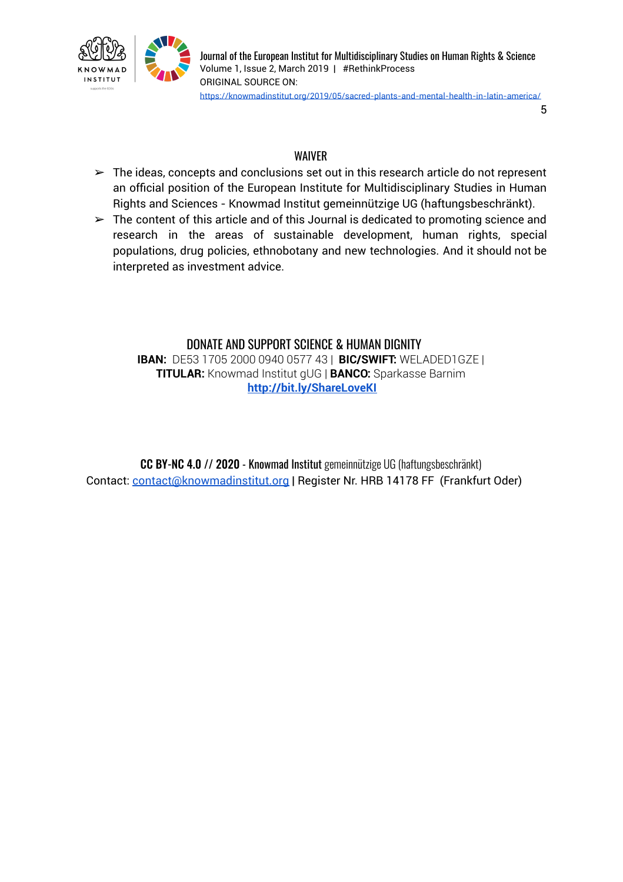## WAIVER

- The ideas, concepts and conclusions set out in this research article do not represent an official position of the European Institute for Multidisciplinary Studies in Human Rights and Sciences - Knowmad Institut gemeinnützige UG (haftungsbeschränkt).
- The content of this article and of this Journal is dedicated to promoting science and research in the areas of sustainable development, human rights, special populations, drug policies, ethnobotany and new technologies. And it should not be interpreted as investment advice.

## DONATE AND SUPPORT SCIENCE & HUMAN DIGNITY

**IBAN:** DE53 1705 2000 0940 0577 43 | **BIC/SWIFT:** WELADED1GZE | **TITULAR:** Knowmad Institut gUG | **BANCO:** Sparkasse Barnim
**http://bit.ly/ShareLoveKI**

**CC BY-NC 4.0 // 2020** - **Knowmad Institut** gemeinnützige UG (haftungsbeschränkt)
Contact: contact@knowmadinstitut.org | Register Nr. HRB 14178 FF (Frankfurt Oder)